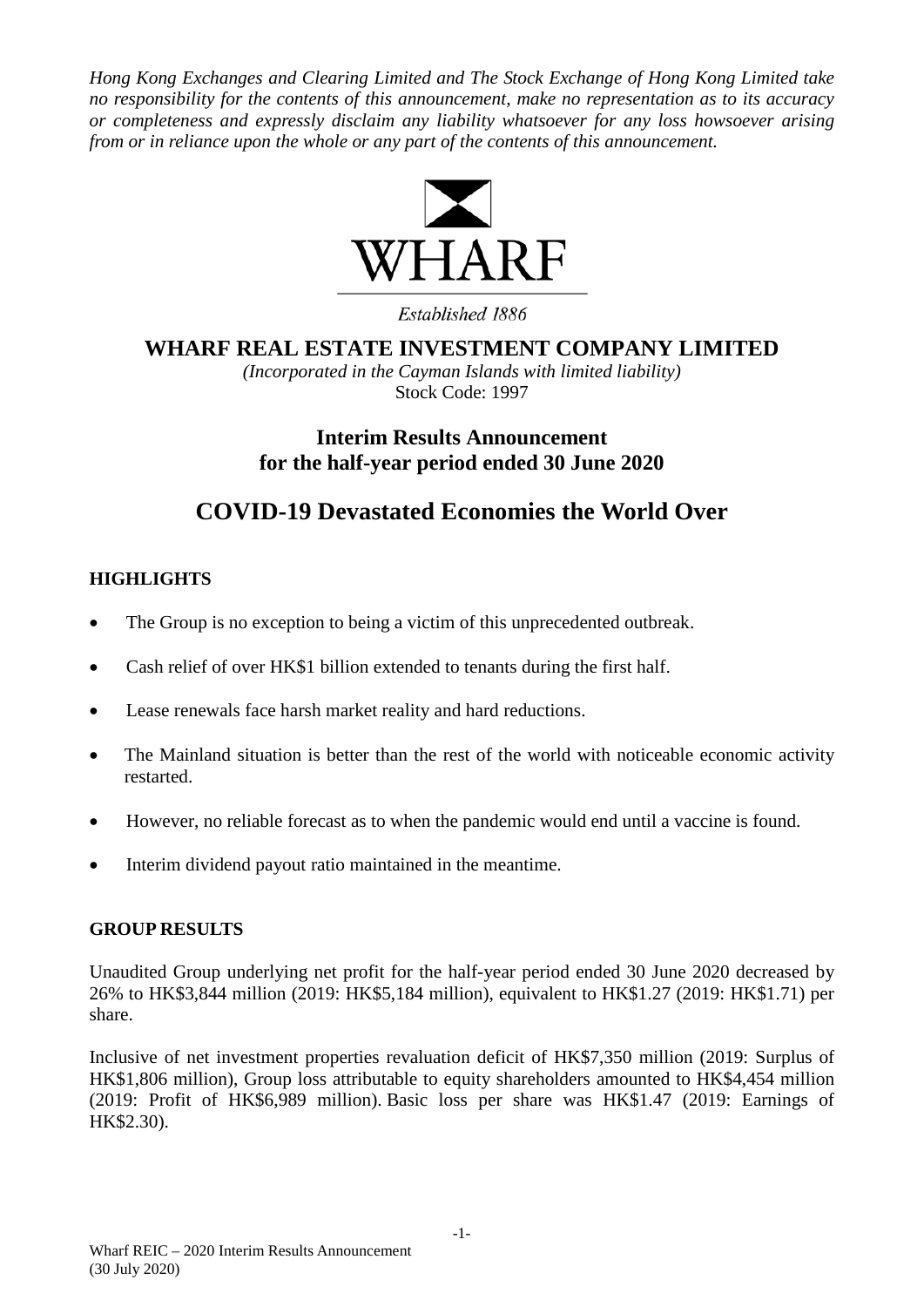*Hong Kong Exchanges and Clearing Limited and The Stock Exchange of Hong Kong Limited take no responsibility for the contents of this announcement, make no representation as to its accuracy or completeness and expressly disclaim any liability whatsoever for any loss howsoever arising from or in reliance upon the whole or any part of the contents of this announcement.*

WHARF

*Established 1886*

# WHARF REAL ESTATE INVESTMENT COMPANY LIMITED

*(Incorporated in the Cayman Islands with limited liability)*
Stock Code: 1997

## Interim Results Announcement for the half-year period ended 30 June 2020

# COVID-19 Devastated Economies the World Over

### HIGHLIGHTS

- The Group is no exception to being a victim of this unprecedented outbreak.
- Cash relief of over HK$1 billion extended to tenants during the first half.
- Lease renewals face harsh market reality and hard reductions.
- The Mainland situation is better than the rest of the world with noticeable economic activity restarted.
- However, no reliable forecast as to when the pandemic would end until a vaccine is found.
- Interim dividend payout ratio maintained in the meantime.

### GROUP RESULTS

Unaudited Group underlying net profit for the half-year period ended 30 June 2020 decreased by 26% to HK$3,844 million (2019: HK$5,184 million), equivalent to HK$1.27 (2019: HK$1.71) per share.

Inclusive of net investment properties revaluation deficit of HK$7,350 million (2019: Surplus of HK$1,806 million), Group loss attributable to equity shareholders amounted to HK$4,454 million (2019: Profit of HK$6,989 million). Basic loss per share was HK$1.47 (2019: Earnings of HK$2.30).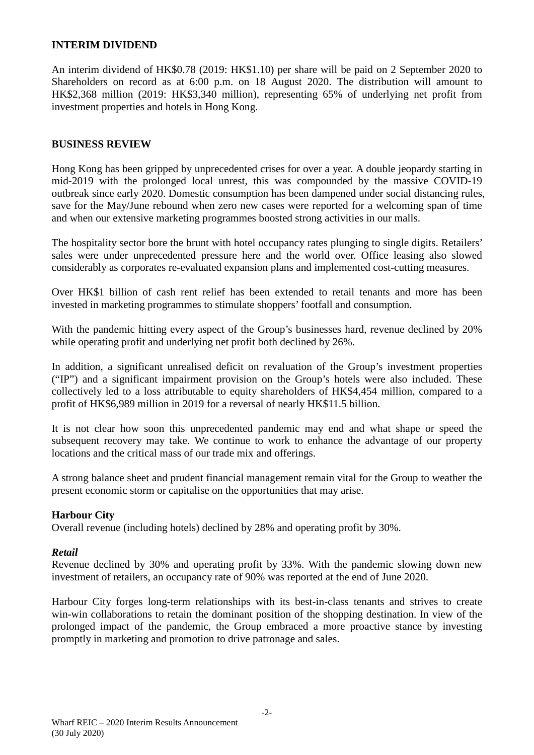## INTERIM DIVIDEND

An interim dividend of HK$0.78 (2019: HK$1.10) per share will be paid on 2 September 2020 to Shareholders on record as at 6:00 p.m. on 18 August 2020. The distribution will amount to HK$2,368 million (2019: HK$3,340 million), representing 65% of underlying net profit from investment properties and hotels in Hong Kong.

## BUSINESS REVIEW

Hong Kong has been gripped by unprecedented crises for over a year. A double jeopardy starting in mid-2019 with the prolonged local unrest, this was compounded by the massive COVID-19 outbreak since early 2020. Domestic consumption has been dampened under social distancing rules, save for the May/June rebound when zero new cases were reported for a welcoming span of time and when our extensive marketing programmes boosted strong activities in our malls.

The hospitality sector bore the brunt with hotel occupancy rates plunging to single digits. Retailers' sales were under unprecedented pressure here and the world over. Office leasing also slowed considerably as corporates re-evaluated expansion plans and implemented cost-cutting measures.

Over HK$1 billion of cash rent relief has been extended to retail tenants and more has been invested in marketing programmes to stimulate shoppers' footfall and consumption.

With the pandemic hitting every aspect of the Group's businesses hard, revenue declined by 20% while operating profit and underlying net profit both declined by 26%.

In addition, a significant unrealised deficit on revaluation of the Group's investment properties ("IP") and a significant impairment provision on the Group's hotels were also included. These collectively led to a loss attributable to equity shareholders of HK$4,454 million, compared to a profit of HK$6,989 million in 2019 for a reversal of nearly HK$11.5 billion.

It is not clear how soon this unprecedented pandemic may end and what shape or speed the subsequent recovery may take. We continue to work to enhance the advantage of our property locations and the critical mass of our trade mix and offerings.

A strong balance sheet and prudent financial management remain vital for the Group to weather the present economic storm or capitalise on the opportunities that may arise.

### Harbour City

Overall revenue (including hotels) declined by 28% and operating profit by 30%.

#### *Retail*

Revenue declined by 30% and operating profit by 33%. With the pandemic slowing down new investment of retailers, an occupancy rate of 90% was reported at the end of June 2020.

Harbour City forges long-term relationships with its best-in-class tenants and strives to create win-win collaborations to retain the dominant position of the shopping destination. In view of the prolonged impact of the pandemic, the Group embraced a more proactive stance by investing promptly in marketing and promotion to drive patronage and sales.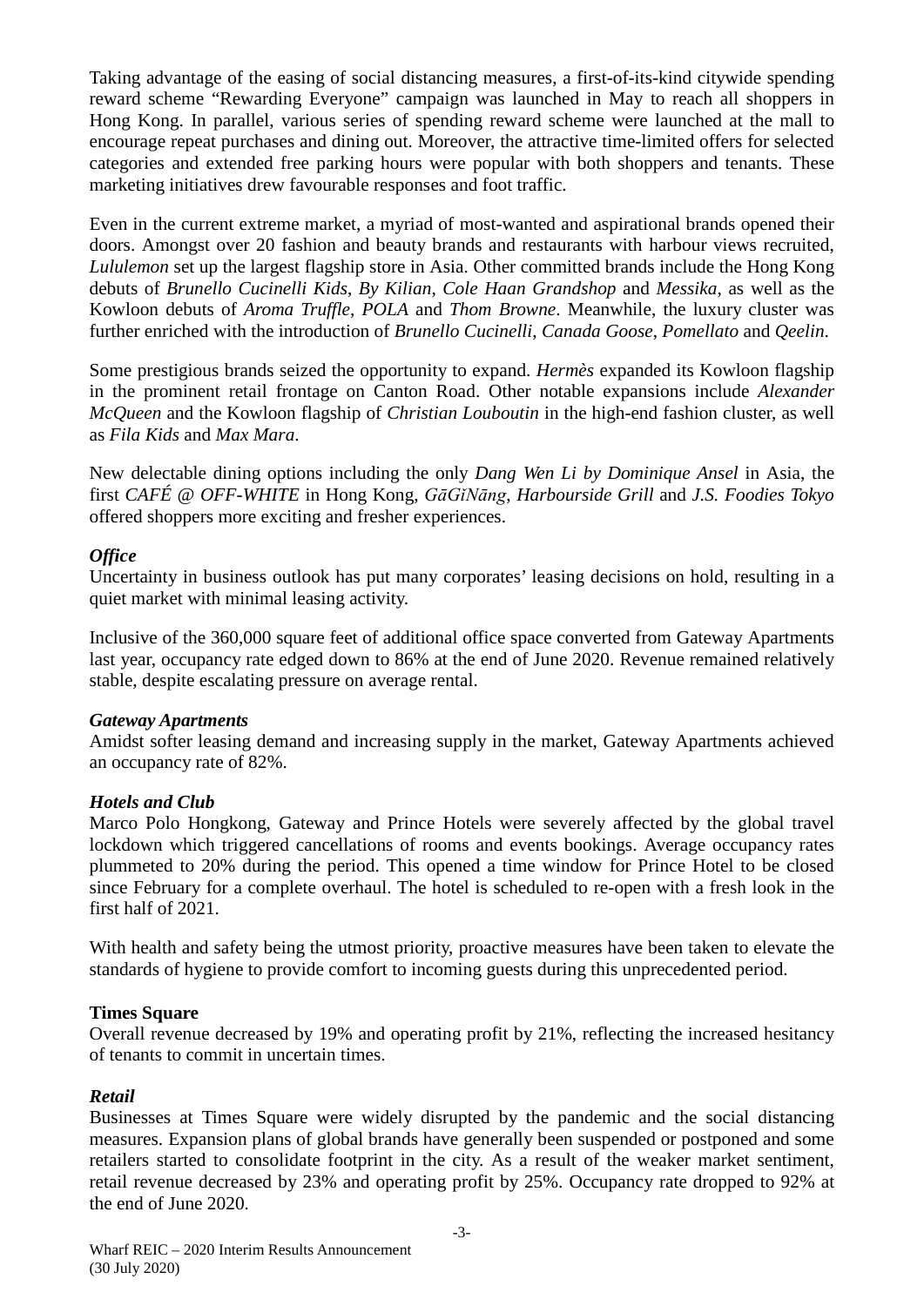Taking advantage of the easing of social distancing measures, a first-of-its-kind citywide spending reward scheme "Rewarding Everyone" campaign was launched in May to reach all shoppers in Hong Kong. In parallel, various series of spending reward scheme were launched at the mall to encourage repeat purchases and dining out. Moreover, the attractive time-limited offers for selected categories and extended free parking hours were popular with both shoppers and tenants. These marketing initiatives drew favourable responses and foot traffic.

Even in the current extreme market, a myriad of most-wanted and aspirational brands opened their doors. Amongst over 20 fashion and beauty brands and restaurants with harbour views recruited, *Lululemon* set up the largest flagship store in Asia. Other committed brands include the Hong Kong debuts of *Brunello Cucinelli Kids*, *By Kilian*, *Cole Haan Grandshop* and *Messika*, as well as the Kowloon debuts of *Aroma Truffle*, *POLA* and *Thom Browne*. Meanwhile, the luxury cluster was further enriched with the introduction of *Brunello Cucinelli*, *Canada Goose*, *Pomellato* and *Qeelin*.

Some prestigious brands seized the opportunity to expand. *Hermès* expanded its Kowloon flagship in the prominent retail frontage on Canton Road. Other notable expansions include *Alexander McQueen* and the Kowloon flagship of *Christian Louboutin* in the high-end fashion cluster, as well as *Fila Kids* and *Max Mara*.

New delectable dining options including the only *Dang Wen Li by Dominique Ansel* in Asia, the first *CAFÉ @ OFF-WHITE* in Hong Kong, *GāGǐNāng*, *Harbourside Grill* and *J.S. Foodies Tokyo* offered shoppers more exciting and fresher experiences.

***Office***

Uncertainty in business outlook has put many corporates' leasing decisions on hold, resulting in a quiet market with minimal leasing activity.

Inclusive of the 360,000 square feet of additional office space converted from Gateway Apartments last year, occupancy rate edged down to 86% at the end of June 2020. Revenue remained relatively stable, despite escalating pressure on average rental.

***Gateway Apartments***

Amidst softer leasing demand and increasing supply in the market, Gateway Apartments achieved an occupancy rate of 82%.

***Hotels and Club***

Marco Polo Hongkong, Gateway and Prince Hotels were severely affected by the global travel lockdown which triggered cancellations of rooms and events bookings. Average occupancy rates plummeted to 20% during the period. This opened a time window for Prince Hotel to be closed since February for a complete overhaul. The hotel is scheduled to re-open with a fresh look in the first half of 2021.

With health and safety being the utmost priority, proactive measures have been taken to elevate the standards of hygiene to provide comfort to incoming guests during this unprecedented period.

**Times Square**

Overall revenue decreased by 19% and operating profit by 21%, reflecting the increased hesitancy of tenants to commit in uncertain times.

***Retail***

Businesses at Times Square were widely disrupted by the pandemic and the social distancing measures. Expansion plans of global brands have generally been suspended or postponed and some retailers started to consolidate footprint in the city. As a result of the weaker market sentiment, retail revenue decreased by 23% and operating profit by 25%. Occupancy rate dropped to 92% at the end of June 2020.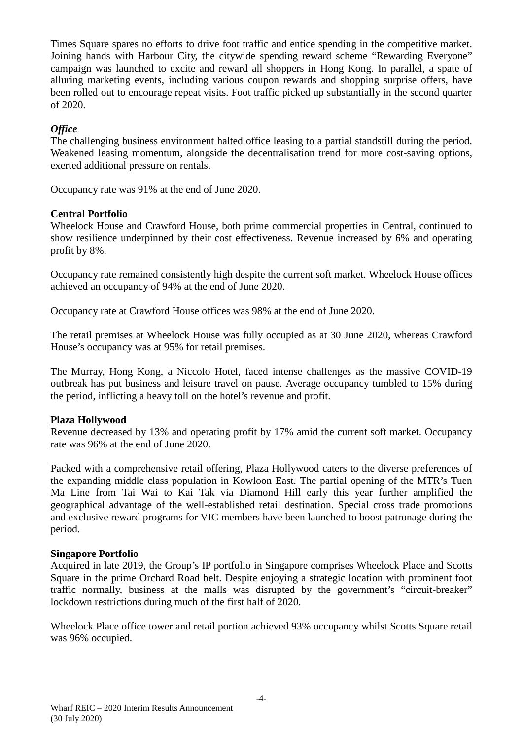Times Square spares no efforts to drive foot traffic and entice spending in the competitive market. Joining hands with Harbour City, the citywide spending reward scheme "Rewarding Everyone" campaign was launched to excite and reward all shoppers in Hong Kong. In parallel, a spate of alluring marketing events, including various coupon rewards and shopping surprise offers, have been rolled out to encourage repeat visits. Foot traffic picked up substantially in the second quarter of 2020.

***Office***

The challenging business environment halted office leasing to a partial standstill during the period. Weakened leasing momentum, alongside the decentralisation trend for more cost-saving options, exerted additional pressure on rentals.

Occupancy rate was 91% at the end of June 2020.

**Central Portfolio**

Wheelock House and Crawford House, both prime commercial properties in Central, continued to show resilience underpinned by their cost effectiveness. Revenue increased by 6% and operating profit by 8%.

Occupancy rate remained consistently high despite the current soft market. Wheelock House offices achieved an occupancy of 94% at the end of June 2020.

Occupancy rate at Crawford House offices was 98% at the end of June 2020.

The retail premises at Wheelock House was fully occupied as at 30 June 2020, whereas Crawford House's occupancy was at 95% for retail premises.

The Murray, Hong Kong, a Niccolo Hotel, faced intense challenges as the massive COVID-19 outbreak has put business and leisure travel on pause. Average occupancy tumbled to 15% during the period, inflicting a heavy toll on the hotel's revenue and profit.

**Plaza Hollywood**

Revenue decreased by 13% and operating profit by 17% amid the current soft market. Occupancy rate was 96% at the end of June 2020.

Packed with a comprehensive retail offering, Plaza Hollywood caters to the diverse preferences of the expanding middle class population in Kowloon East. The partial opening of the MTR's Tuen Ma Line from Tai Wai to Kai Tak via Diamond Hill early this year further amplified the geographical advantage of the well-established retail destination. Special cross trade promotions and exclusive reward programs for VIC members have been launched to boost patronage during the period.

**Singapore Portfolio**

Acquired in late 2019, the Group's IP portfolio in Singapore comprises Wheelock Place and Scotts Square in the prime Orchard Road belt. Despite enjoying a strategic location with prominent foot traffic normally, business at the malls was disrupted by the government's "circuit-breaker" lockdown restrictions during much of the first half of 2020.

Wheelock Place office tower and retail portion achieved 93% occupancy whilst Scotts Square retail was 96% occupied.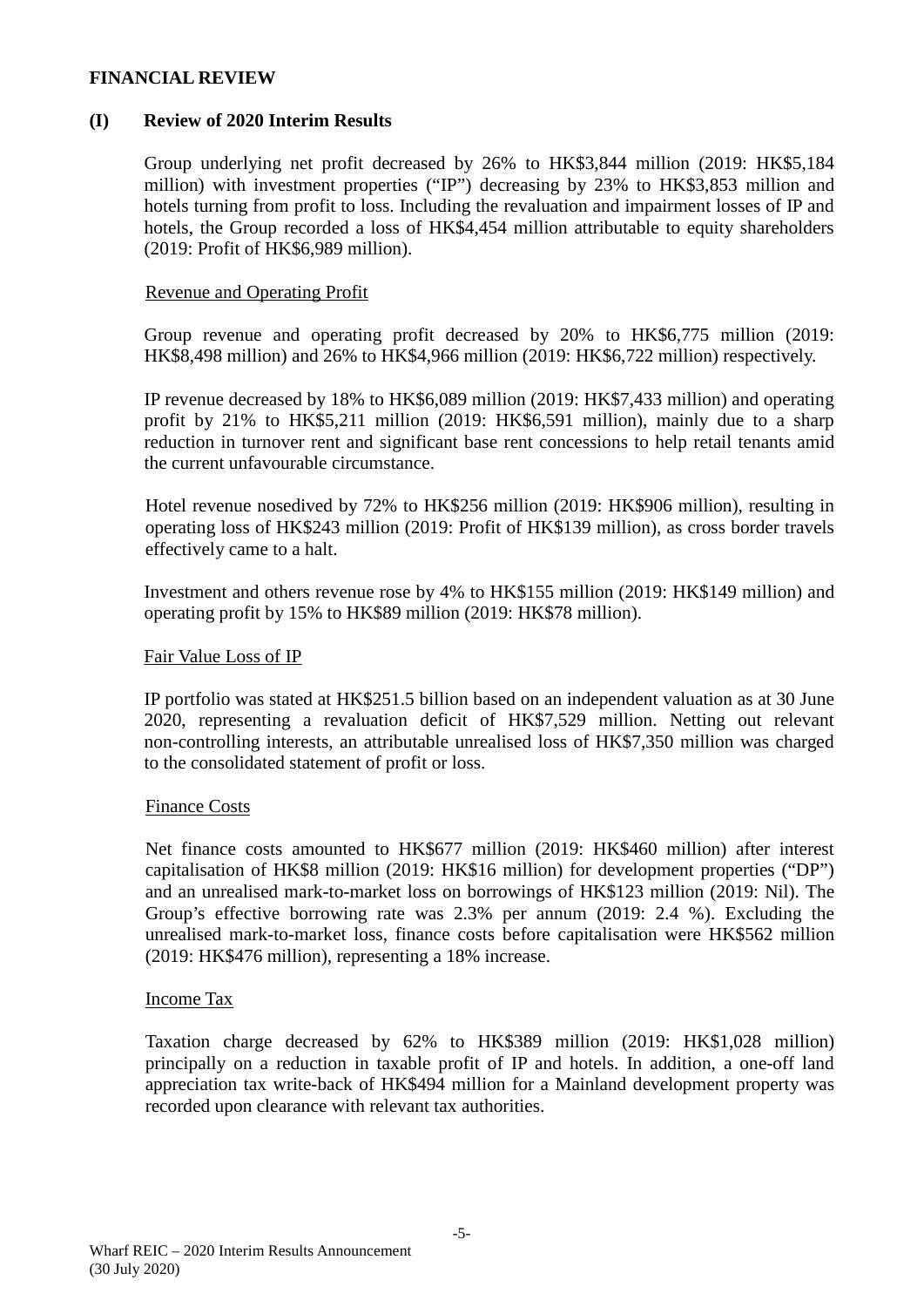# FINANCIAL REVIEW

## (I) Review of 2020 Interim Results

Group underlying net profit decreased by 26% to HK$3,844 million (2019: HK$5,184 million) with investment properties ("IP") decreasing by 23% to HK$3,853 million and hotels turning from profit to loss. Including the revaluation and impairment losses of IP and hotels, the Group recorded a loss of HK$4,454 million attributable to equity shareholders (2019: Profit of HK$6,989 million).

### Revenue and Operating Profit

Group revenue and operating profit decreased by 20% to HK$6,775 million (2019: HK$8,498 million) and 26% to HK$4,966 million (2019: HK$6,722 million) respectively.

IP revenue decreased by 18% to HK$6,089 million (2019: HK$7,433 million) and operating profit by 21% to HK$5,211 million (2019: HK$6,591 million), mainly due to a sharp reduction in turnover rent and significant base rent concessions to help retail tenants amid the current unfavourable circumstance.

Hotel revenue nosedived by 72% to HK$256 million (2019: HK$906 million), resulting in operating loss of HK$243 million (2019: Profit of HK$139 million), as cross border travels effectively came to a halt.

Investment and others revenue rose by 4% to HK$155 million (2019: HK$149 million) and operating profit by 15% to HK$89 million (2019: HK$78 million).

### Fair Value Loss of IP

IP portfolio was stated at HK$251.5 billion based on an independent valuation as at 30 June 2020, representing a revaluation deficit of HK$7,529 million. Netting out relevant non-controlling interests, an attributable unrealised loss of HK$7,350 million was charged to the consolidated statement of profit or loss.

### Finance Costs

Net finance costs amounted to HK$677 million (2019: HK$460 million) after interest capitalisation of HK$8 million (2019: HK$16 million) for development properties ("DP") and an unrealised mark-to-market loss on borrowings of HK$123 million (2019: Nil). The Group's effective borrowing rate was 2.3% per annum (2019: 2.4 %). Excluding the unrealised mark-to-market loss, finance costs before capitalisation were HK$562 million (2019: HK$476 million), representing a 18% increase.

### Income Tax

Taxation charge decreased by 62% to HK$389 million (2019: HK$1,028 million) principally on a reduction in taxable profit of IP and hotels. In addition, a one-off land appreciation tax write-back of HK$494 million for a Mainland development property was recorded upon clearance with relevant tax authorities.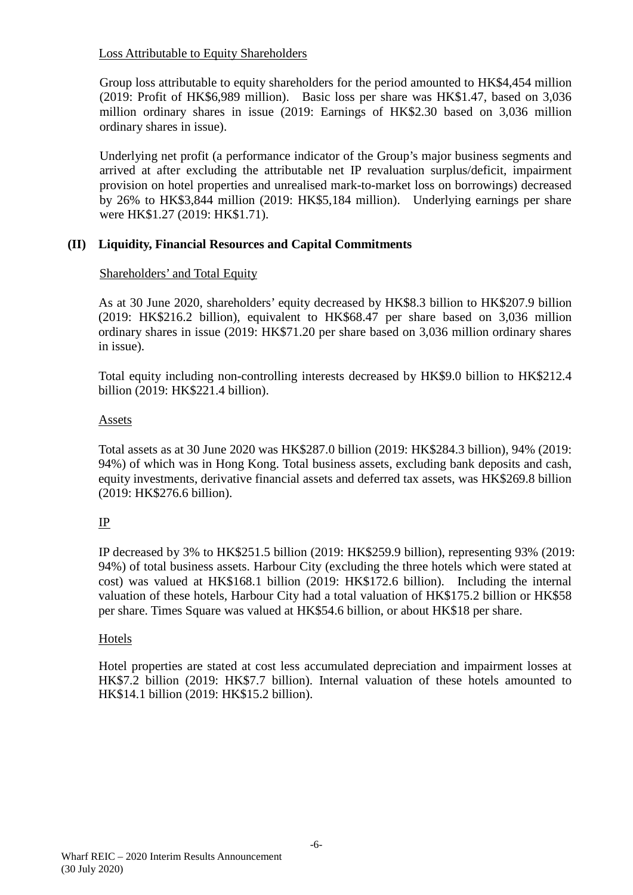Loss Attributable to Equity Shareholders

Group loss attributable to equity shareholders for the period amounted to HK$4,454 million (2019: Profit of HK$6,989 million). Basic loss per share was HK$1.47, based on 3,036 million ordinary shares in issue (2019: Earnings of HK$2.30 based on 3,036 million ordinary shares in issue).

Underlying net profit (a performance indicator of the Group's major business segments and arrived at after excluding the attributable net IP revaluation surplus/deficit, impairment provision on hotel properties and unrealised mark-to-market loss on borrowings) decreased by 26% to HK$3,844 million (2019: HK$5,184 million). Underlying earnings per share were HK$1.27 (2019: HK$1.71).

## (II) Liquidity, Financial Resources and Capital Commitments

Shareholders' and Total Equity

As at 30 June 2020, shareholders' equity decreased by HK$8.3 billion to HK$207.9 billion (2019: HK$216.2 billion), equivalent to HK$68.47 per share based on 3,036 million ordinary shares in issue (2019: HK$71.20 per share based on 3,036 million ordinary shares in issue).

Total equity including non-controlling interests decreased by HK$9.0 billion to HK$212.4 billion (2019: HK$221.4 billion).

Assets

Total assets as at 30 June 2020 was HK$287.0 billion (2019: HK$284.3 billion), 94% (2019: 94%) of which was in Hong Kong. Total business assets, excluding bank deposits and cash, equity investments, derivative financial assets and deferred tax assets, was HK$269.8 billion (2019: HK$276.6 billion).

IP

IP decreased by 3% to HK$251.5 billion (2019: HK$259.9 billion), representing 93% (2019: 94%) of total business assets. Harbour City (excluding the three hotels which were stated at cost) was valued at HK$168.1 billion (2019: HK$172.6 billion). Including the internal valuation of these hotels, Harbour City had a total valuation of HK$175.2 billion or HK$58 per share. Times Square was valued at HK$54.6 billion, or about HK$18 per share.

Hotels

Hotel properties are stated at cost less accumulated depreciation and impairment losses at HK$7.2 billion (2019: HK$7.7 billion). Internal valuation of these hotels amounted to HK$14.1 billion (2019: HK$15.2 billion).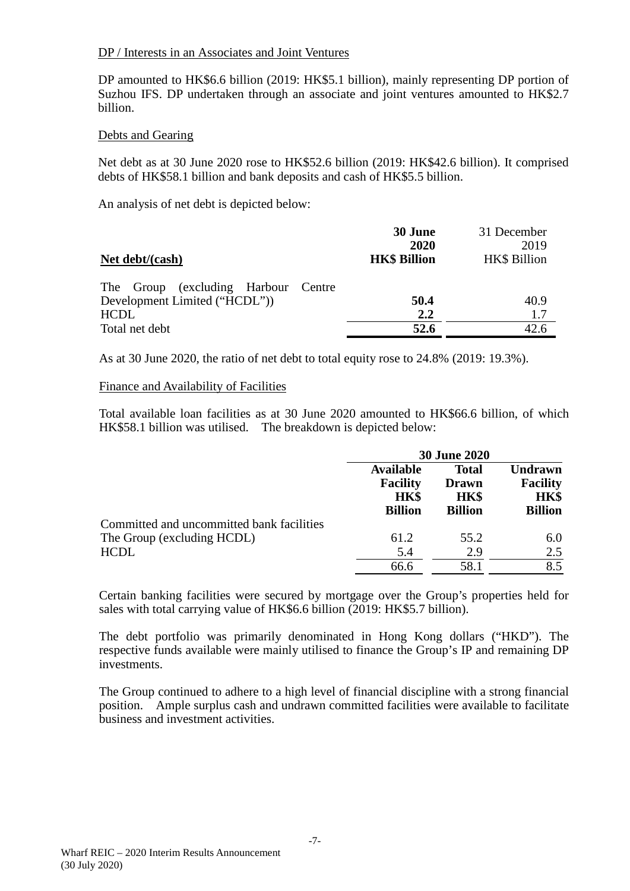DP / Interests in an Associates and Joint Ventures

DP amounted to HK$6.6 billion (2019: HK$5.1 billion), mainly representing DP portion of Suzhou IFS. DP undertaken through an associate and joint ventures amounted to HK$2.7 billion.

Debts and Gearing

Net debt as at 30 June 2020 rose to HK$52.6 billion (2019: HK$42.6 billion). It comprised debts of HK$58.1 billion and bank deposits and cash of HK$5.5 billion.

An analysis of net debt is depicted below:

| **Net debt/(cash)** | **30 June 2020 HK$ Billion** | 31 December 2019 HK$ Billion |
|---|---|---|
| The Group (excluding Harbour Centre Development Limited ("HCDL")) | **50.4** | 40.9 |
| HCDL | **2.2** | 1.7 |
| Total net debt | **52.6** | 42.6 |

As at 30 June 2020, the ratio of net debt to total equity rose to 24.8% (2019: 19.3%).

Finance and Availability of Facilities

Total available loan facilities as at 30 June 2020 amounted to HK$66.6 billion, of which HK$58.1 billion was utilised. The breakdown is depicted below:

| | **30 June 2020** | | |
|---|---|---|---|
| | **Available Facility HK$ Billion** | **Total Drawn HK$ Billion** | **Undrawn Facility HK$ Billion** |
| Committed and uncommitted bank facilities | | | |
| The Group (excluding HCDL) | 61.2 | 55.2 | 6.0 |
| HCDL | 5.4 | 2.9 | 2.5 |
| | 66.6 | 58.1 | 8.5 |

Certain banking facilities were secured by mortgage over the Group's properties held for sales with total carrying value of HK$6.6 billion (2019: HK$5.7 billion).

The debt portfolio was primarily denominated in Hong Kong dollars ("HKD"). The respective funds available were mainly utilised to finance the Group's IP and remaining DP investments.

The Group continued to adhere to a high level of financial discipline with a strong financial position. Ample surplus cash and undrawn committed facilities were available to facilitate business and investment activities.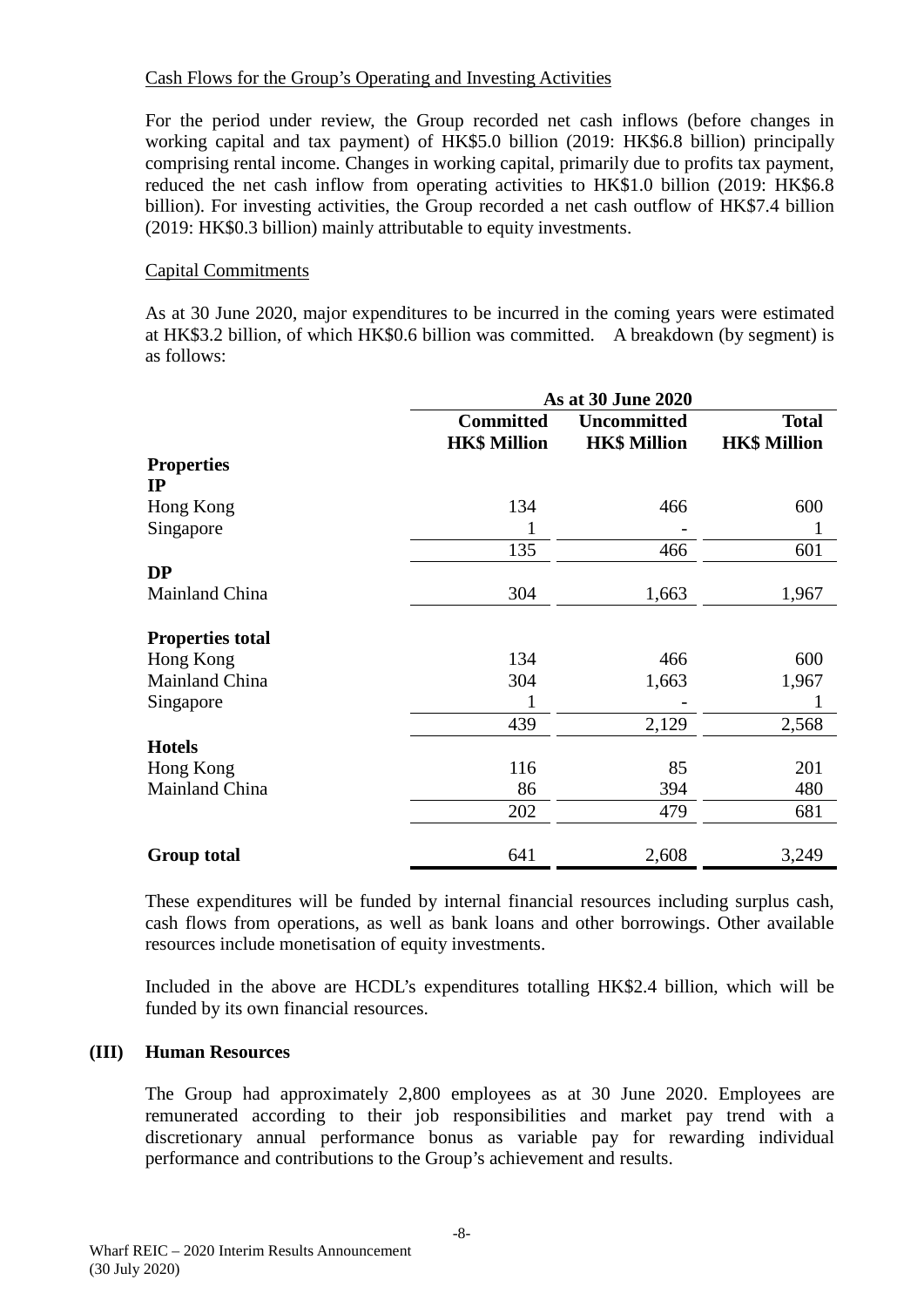Cash Flows for the Group's Operating and Investing Activities

For the period under review, the Group recorded net cash inflows (before changes in working capital and tax payment) of HK$5.0 billion (2019: HK$6.8 billion) principally comprising rental income. Changes in working capital, primarily due to profits tax payment, reduced the net cash inflow from operating activities to HK$1.0 billion (2019: HK$6.8 billion). For investing activities, the Group recorded a net cash outflow of HK$7.4 billion (2019: HK$0.3 billion) mainly attributable to equity investments.

Capital Commitments

As at 30 June 2020, major expenditures to be incurred in the coming years were estimated at HK$3.2 billion, of which HK$0.6 billion was committed. A breakdown (by segment) is as follows:

| | As at 30 June 2020 | | |
|---|---|---|---|
| | **Committed HK$ Million** | **Uncommitted HK$ Million** | **Total HK$ Million** |
| **Properties** | | | |
| **IP** | | | |
| Hong Kong | 134 | 466 | 600 |
| Singapore | 1 | - | 1 |
| | 135 | 466 | 601 |
| **DP** | | | |
| Mainland China | 304 | 1,663 | 1,967 |
| **Properties total** | | | |
| Hong Kong | 134 | 466 | 600 |
| Mainland China | 304 | 1,663 | 1,967 |
| Singapore | 1 | - | 1 |
| | 439 | 2,129 | 2,568 |
| **Hotels** | | | |
| Hong Kong | 116 | 85 | 201 |
| Mainland China | 86 | 394 | 480 |
| | 202 | 479 | 681 |
| **Group total** | 641 | 2,608 | 3,249 |

These expenditures will be funded by internal financial resources including surplus cash, cash flows from operations, as well as bank loans and other borrowings. Other available resources include monetisation of equity investments.

Included in the above are HCDL's expenditures totalling HK$2.4 billion, which will be funded by its own financial resources.

**(III) Human Resources**

The Group had approximately 2,800 employees as at 30 June 2020. Employees are remunerated according to their job responsibilities and market pay trend with a discretionary annual performance bonus as variable pay for rewarding individual performance and contributions to the Group's achievement and results.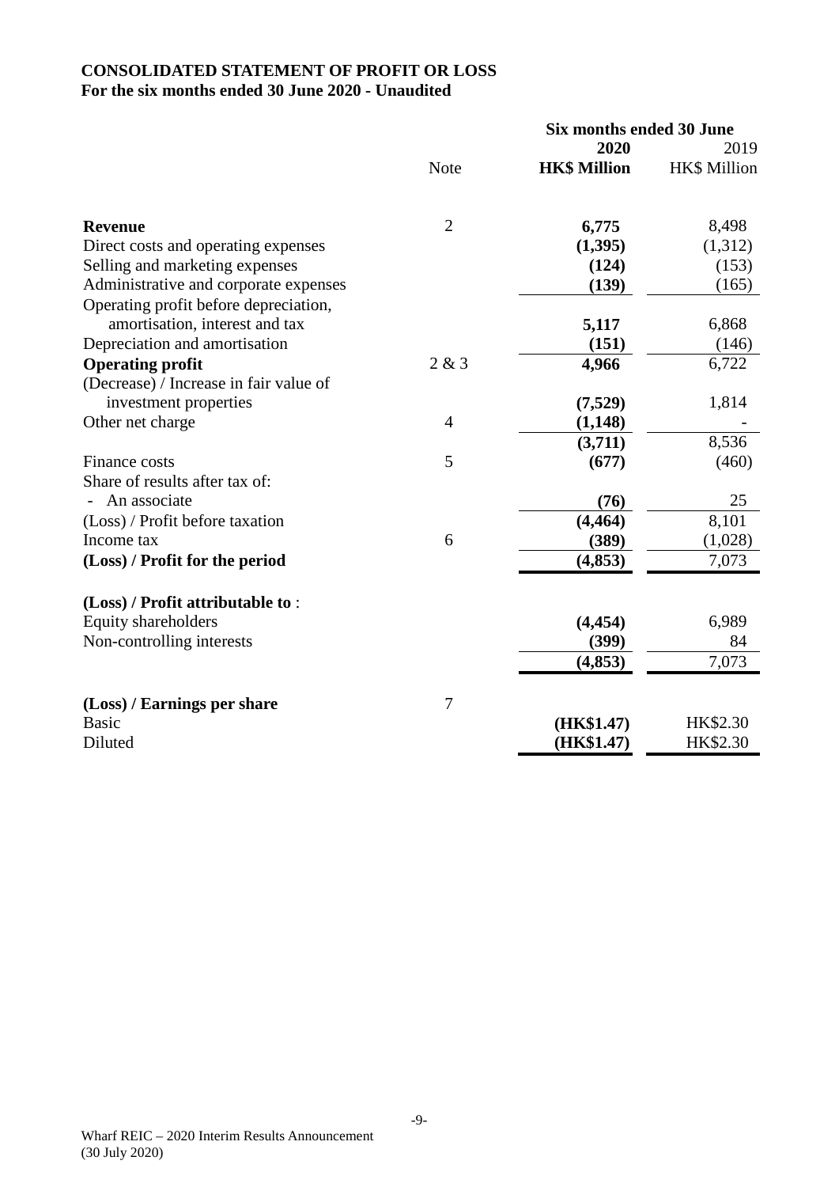**CONSOLIDATED STATEMENT OF PROFIT OR LOSS**
**For the six months ended 30 June 2020 - Unaudited**

| | | Six months ended 30 June | |
|---|---|---|---|
| | | **2020** | 2019 |
| | Note | **HK$ Million** | HK$ Million |
| **Revenue** | 2 | **6,775** | 8,498 |
| Direct costs and operating expenses | | **(1,395)** | (1,312) |
| Selling and marketing expenses | | **(124)** | (153) |
| Administrative and corporate expenses | | **(139)** | (165) |
| Operating profit before depreciation, amortisation, interest and tax | | **5,117** | 6,868 |
| Depreciation and amortisation | | **(151)** | (146) |
| **Operating profit** | 2 & 3 | **4,966** | 6,722 |
| (Decrease) / Increase in fair value of investment properties | | **(7,529)** | 1,814 |
| Other net charge | 4 | **(1,148)** | - |
| | | **(3,711)** | 8,536 |
| Finance costs | 5 | **(677)** | (460) |
| Share of results after tax of: | | | |
| - An associate | | **(76)** | 25 |
| (Loss) / Profit before taxation | | **(4,464)** | 8,101 |
| Income tax | 6 | **(389)** | (1,028) |
| **(Loss) / Profit for the period** | | **(4,853)** | 7,073 |
| | | | |
| **(Loss) / Profit attributable to** : | | | |
| Equity shareholders | | **(4,454)** | 6,989 |
| Non-controlling interests | | **(399)** | 84 |
| | | **(4,853)** | 7,073 |
| | | | |
| **(Loss) / Earnings per share** | 7 | | |
| Basic | | **(HK$1.47)** | HK$2.30 |
| Diluted | | **(HK$1.47)** | HK$2.30 |

Wharf REIC – 2020 Interim Results Announcement
(30 July 2020)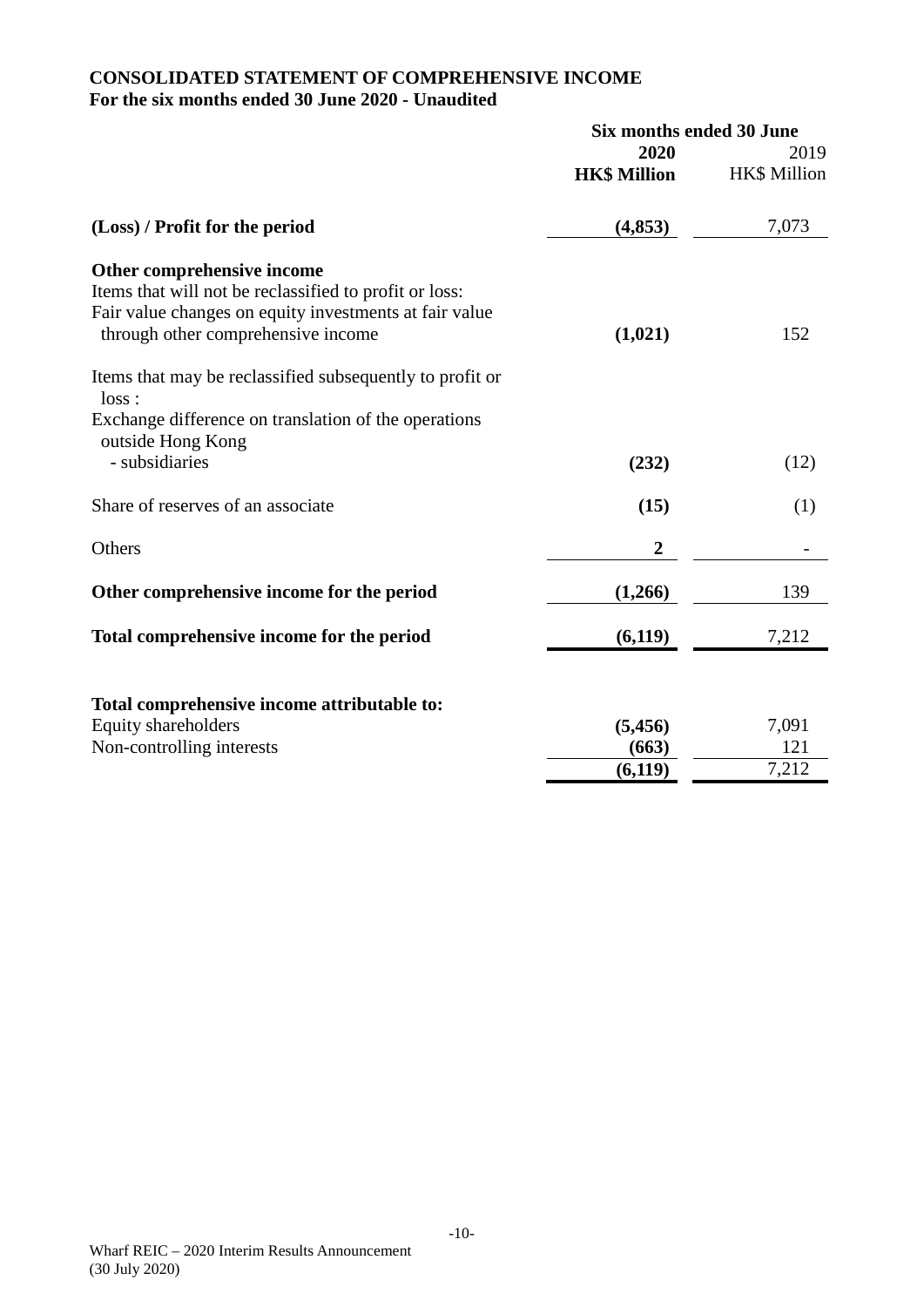**CONSOLIDATED STATEMENT OF COMPREHENSIVE INCOME**
**For the six months ended 30 June 2020 - Unaudited**

| | Six months ended 30 June | |
|---|---|---|
| | **2020** | 2019 |
| | **HK$ Million** | HK$ Million |
| **(Loss) / Profit for the period** | **(4,853)** | 7,073 |
| **Other comprehensive income** | | |
| Items that will not be reclassified to profit or loss: | | |
| Fair value changes on equity investments at fair value through other comprehensive income | **(1,021)** | 152 |
| Items that may be reclassified subsequently to profit or loss : | | |
| Exchange difference on translation of the operations outside Hong Kong | | |
| - subsidiaries | **(232)** | (12) |
| Share of reserves of an associate | **(15)** | (1) |
| Others | **2** | - |
| **Other comprehensive income for the period** | **(1,266)** | 139 |
| **Total comprehensive income for the period** | **(6,119)** | 7,212 |
| **Total comprehensive income attributable to:** | | |
| Equity shareholders | **(5,456)** | 7,091 |
| Non-controlling interests | **(663)** | 121 |
| | **(6,119)** | 7,212 |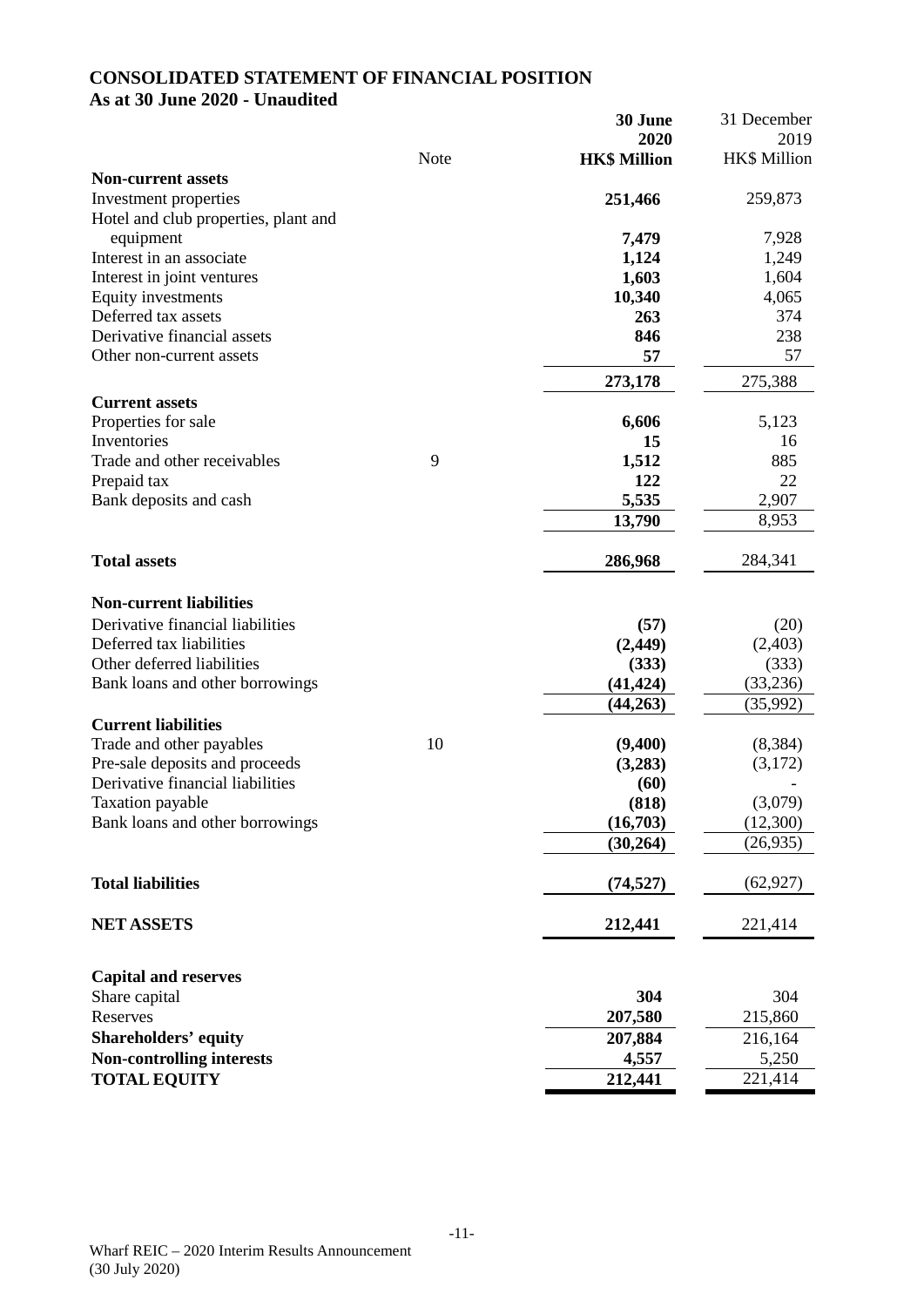# CONSOLIDATED STATEMENT OF FINANCIAL POSITION

## As at 30 June 2020 - Unaudited

| | Note | **30 June 2020 HK$ Million** | 31 December 2019 HK$ Million |
|---|---|---|---|
| **Non-current assets** | | | |
| Investment properties | | **251,466** | 259,873 |
| Hotel and club properties, plant and equipment | | **7,479** | 7,928 |
| Interest in an associate | | **1,124** | 1,249 |
| Interest in joint ventures | | **1,603** | 1,604 |
| Equity investments | | **10,340** | 4,065 |
| Deferred tax assets | | **263** | 374 |
| Derivative financial assets | | **846** | 238 |
| Other non-current assets | | **57** | 57 |
| | | **273,178** | 275,388 |
| **Current assets** | | | |
| Properties for sale | | **6,606** | 5,123 |
| Inventories | | **15** | 16 |
| Trade and other receivables | 9 | **1,512** | 885 |
| Prepaid tax | | **122** | 22 |
| Bank deposits and cash | | **5,535** | 2,907 |
| | | **13,790** | 8,953 |
| **Total assets** | | **286,968** | 284,341 |
| **Non-current liabilities** | | | |
| Derivative financial liabilities | | **(57)** | (20) |
| Deferred tax liabilities | | **(2,449)** | (2,403) |
| Other deferred liabilities | | **(333)** | (333) |
| Bank loans and other borrowings | | **(41,424)** | (33,236) |
| | | **(44,263)** | (35,992) |
| **Current liabilities** | | | |
| Trade and other payables | 10 | **(9,400)** | (8,384) |
| Pre-sale deposits and proceeds | | **(3,283)** | (3,172) |
| Derivative financial liabilities | | **(60)** | - |
| Taxation payable | | **(818)** | (3,079) |
| Bank loans and other borrowings | | **(16,703)** | (12,300) |
| | | **(30,264)** | (26,935) |
| **Total liabilities** | | **(74,527)** | (62,927) |
| **NET ASSETS** | | **212,441** | 221,414 |
| **Capital and reserves** | | | |
| Share capital | | **304** | 304 |
| Reserves | | **207,580** | 215,860 |
| **Shareholders' equity** | | **207,884** | 216,164 |
| **Non-controlling interests** | | **4,557** | 5,250 |
| **TOTAL EQUITY** | | **212,441** | 221,414 |

Wharf REIC – 2020 Interim Results Announcement (30 July 2020)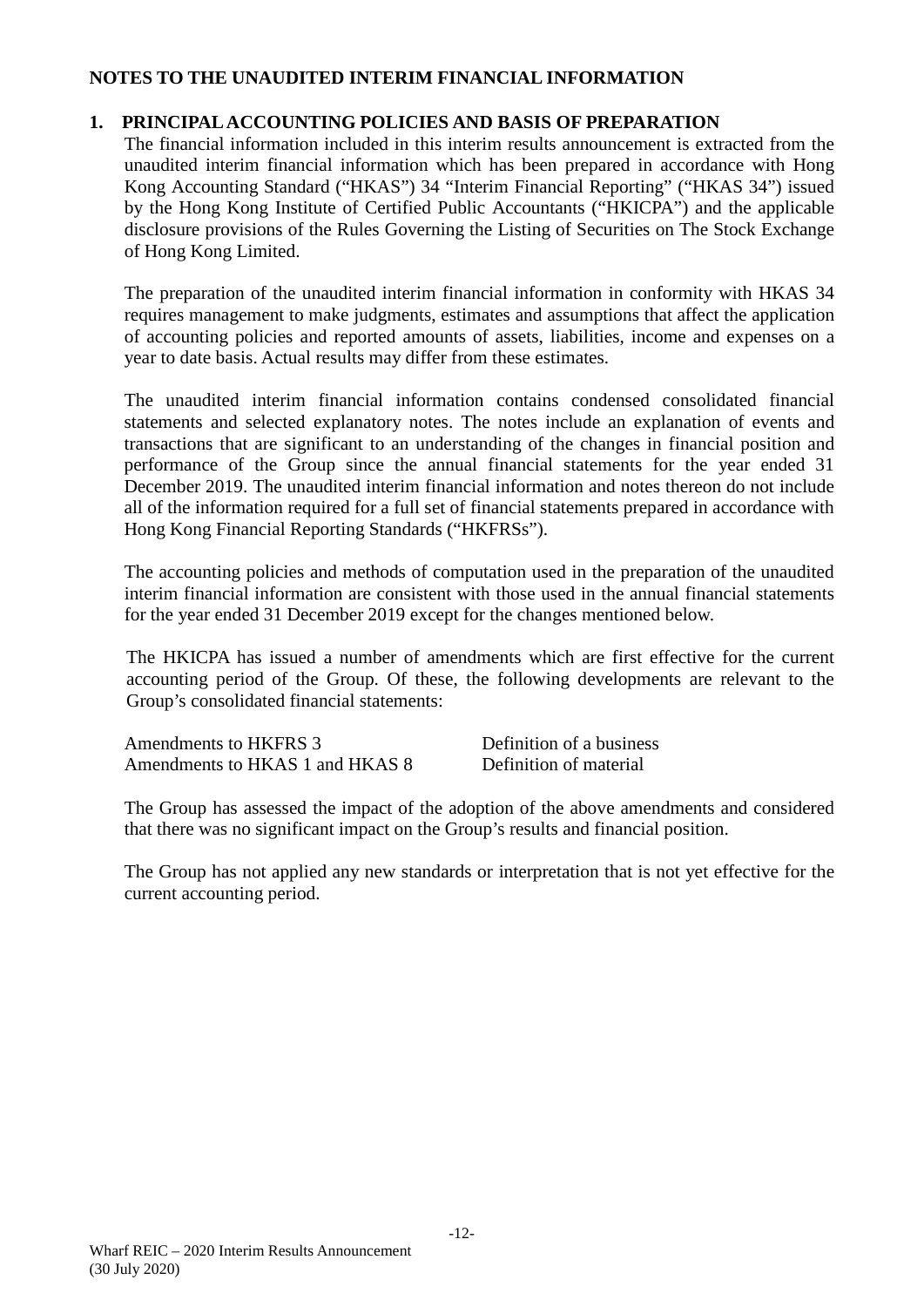## NOTES TO THE UNAUDITED INTERIM FINANCIAL INFORMATION

### 1. PRINCIPAL ACCOUNTING POLICIES AND BASIS OF PREPARATION

The financial information included in this interim results announcement is extracted from the unaudited interim financial information which has been prepared in accordance with Hong Kong Accounting Standard ("HKAS") 34 "Interim Financial Reporting" ("HKAS 34") issued by the Hong Kong Institute of Certified Public Accountants ("HKICPA") and the applicable disclosure provisions of the Rules Governing the Listing of Securities on The Stock Exchange of Hong Kong Limited.

The preparation of the unaudited interim financial information in conformity with HKAS 34 requires management to make judgments, estimates and assumptions that affect the application of accounting policies and reported amounts of assets, liabilities, income and expenses on a year to date basis. Actual results may differ from these estimates.

The unaudited interim financial information contains condensed consolidated financial statements and selected explanatory notes. The notes include an explanation of events and transactions that are significant to an understanding of the changes in financial position and performance of the Group since the annual financial statements for the year ended 31 December 2019. The unaudited interim financial information and notes thereon do not include all of the information required for a full set of financial statements prepared in accordance with Hong Kong Financial Reporting Standards ("HKFRSs").

The accounting policies and methods of computation used in the preparation of the unaudited interim financial information are consistent with those used in the annual financial statements for the year ended 31 December 2019 except for the changes mentioned below.

The HKICPA has issued a number of amendments which are first effective for the current accounting period of the Group. Of these, the following developments are relevant to the Group's consolidated financial statements:

| | |
|---|---|
| Amendments to HKFRS 3 | Definition of a business |
| Amendments to HKAS 1 and HKAS 8 | Definition of material |

The Group has assessed the impact of the adoption of the above amendments and considered that there was no significant impact on the Group's results and financial position.

The Group has not applied any new standards or interpretation that is not yet effective for the current accounting period.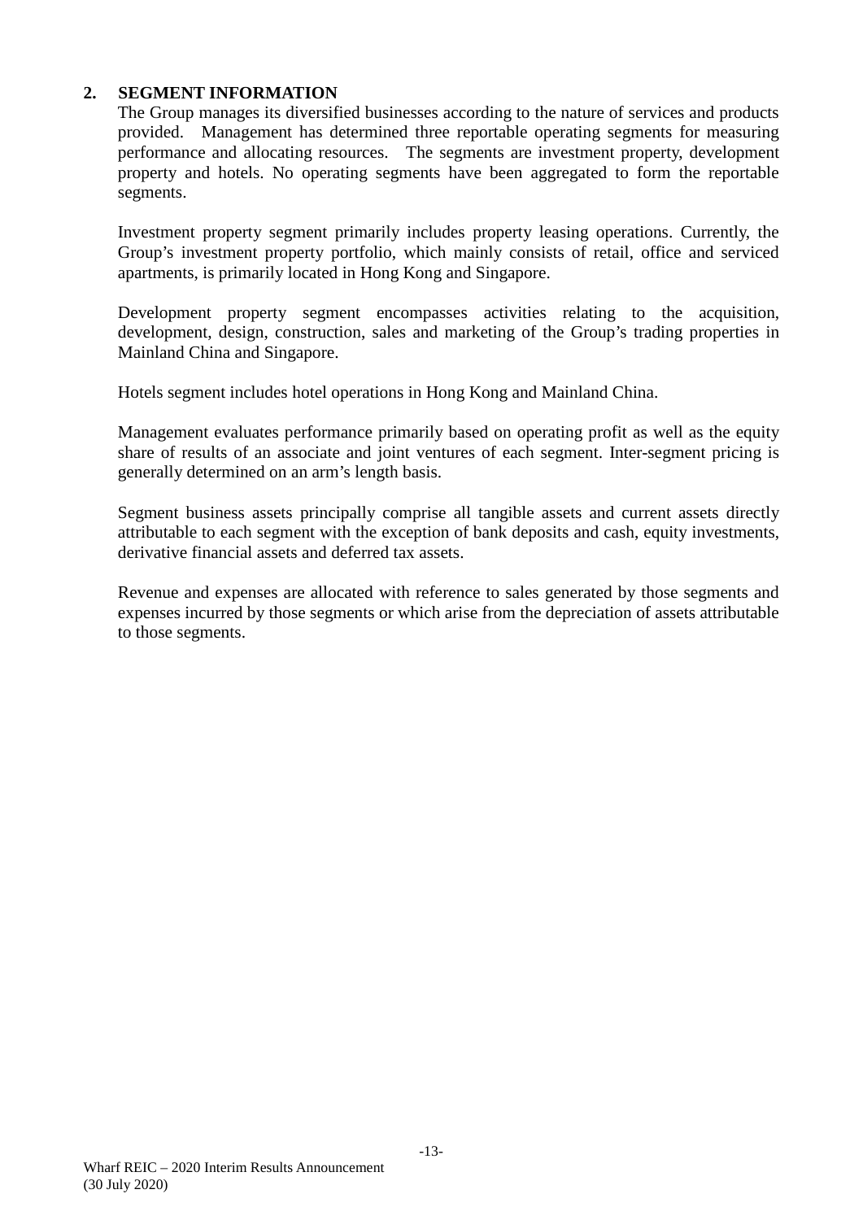## 2. SEGMENT INFORMATION

The Group manages its diversified businesses according to the nature of services and products provided. Management has determined three reportable operating segments for measuring performance and allocating resources. The segments are investment property, development property and hotels. No operating segments have been aggregated to form the reportable segments.

Investment property segment primarily includes property leasing operations. Currently, the Group's investment property portfolio, which mainly consists of retail, office and serviced apartments, is primarily located in Hong Kong and Singapore.

Development property segment encompasses activities relating to the acquisition, development, design, construction, sales and marketing of the Group's trading properties in Mainland China and Singapore.

Hotels segment includes hotel operations in Hong Kong and Mainland China.

Management evaluates performance primarily based on operating profit as well as the equity share of results of an associate and joint ventures of each segment. Inter-segment pricing is generally determined on an arm's length basis.

Segment business assets principally comprise all tangible assets and current assets directly attributable to each segment with the exception of bank deposits and cash, equity investments, derivative financial assets and deferred tax assets.

Revenue and expenses are allocated with reference to sales generated by those segments and expenses incurred by those segments or which arise from the depreciation of assets attributable to those segments.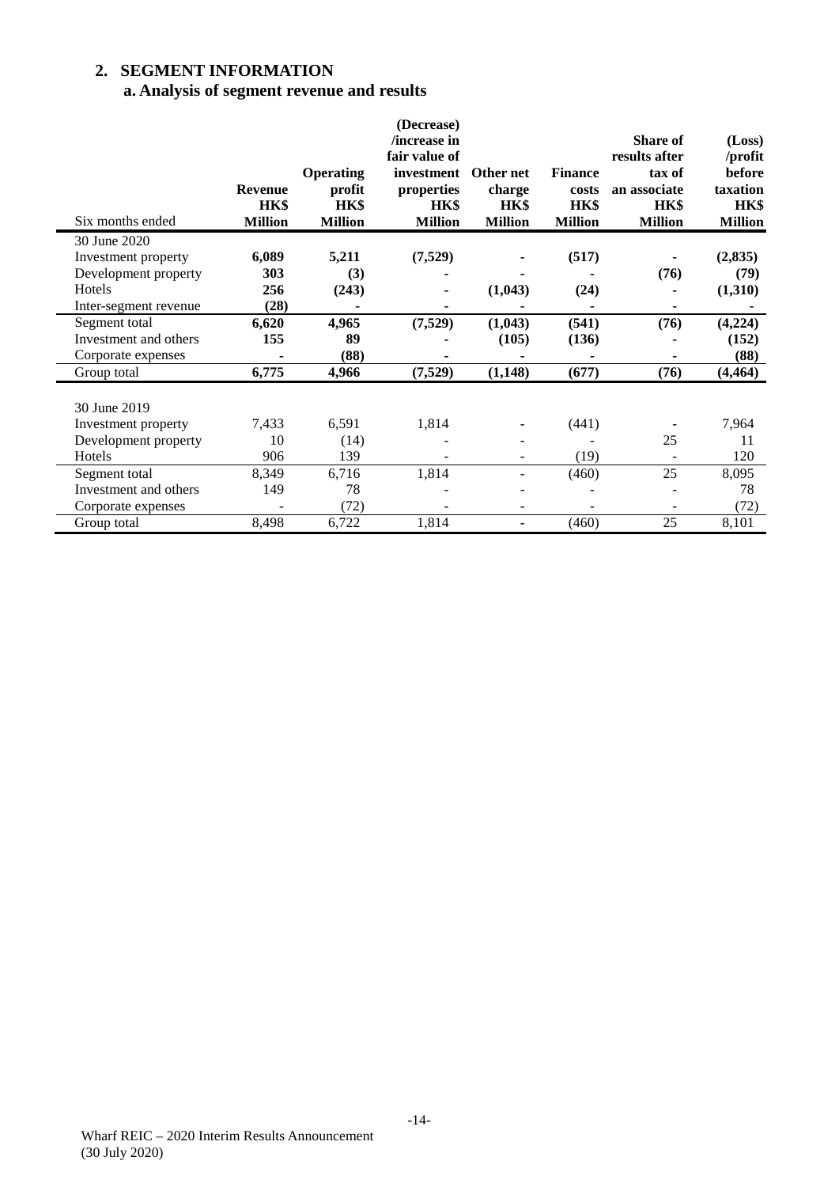## 2. SEGMENT INFORMATION

### a. Analysis of segment revenue and results

| Six months ended | Revenue HK$ Million | Operating profit HK$ Million | (Decrease) /increase in fair value of investment properties HK$ Million | Other net charge HK$ Million | Finance costs HK$ Million | Share of results after tax of an associate HK$ Million | (Loss) /profit before taxation HK$ Million |
|---|---|---|---|---|---|---|---|
| **30 June 2020** | | | | | | | |
| Investment property | **6,089** | **5,211** | **(7,529)** | **-** | **(517)** | **-** | **(2,835)** |
| Development property | **303** | **(3)** | **-** | **-** | **-** | **(76)** | **(79)** |
| Hotels | **256** | **(243)** | **-** | **(1,043)** | **(24)** | **-** | **(1,310)** |
| Inter-segment revenue | **(28)** | **-** | **-** | **-** | **-** | **-** | **-** |
| Segment total | **6,620** | **4,965** | **(7,529)** | **(1,043)** | **(541)** | **(76)** | **(4,224)** |
| Investment and others | **155** | **89** | **-** | **(105)** | **(136)** | **-** | **(152)** |
| Corporate expenses | **-** | **(88)** | **-** | **-** | **-** | **-** | **(88)** |
| Group total | **6,775** | **4,966** | **(7,529)** | **(1,148)** | **(677)** | **(76)** | **(4,464)** |
| | | | | | | | |
| 30 June 2019 | | | | | | | |
| Investment property | 7,433 | 6,591 | 1,814 | - | (441) | - | 7,964 |
| Development property | 10 | (14) | - | - | - | 25 | 11 |
| Hotels | 906 | 139 | - | - | (19) | - | 120 |
| Segment total | 8,349 | 6,716 | 1,814 | - | (460) | 25 | 8,095 |
| Investment and others | 149 | 78 | - | - | - | - | 78 |
| Corporate expenses | - | (72) | - | - | - | - | (72) |
| Group total | 8,498 | 6,722 | 1,814 | - | (460) | 25 | 8,101 |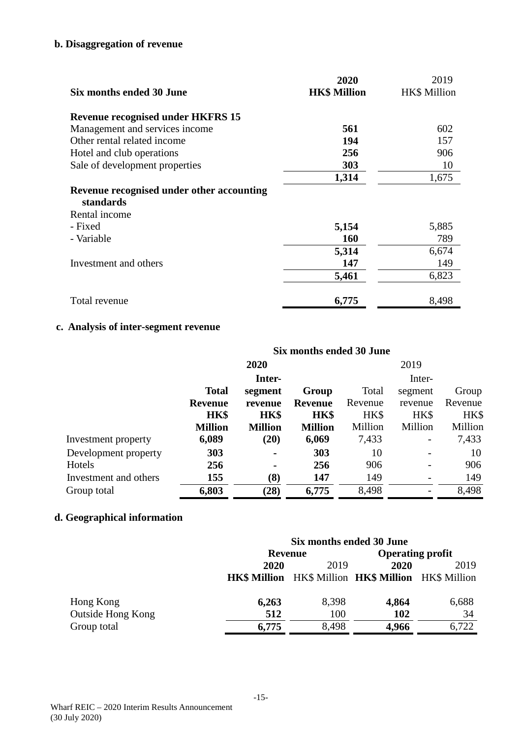**b. Disaggregation of revenue**

| Six months ended 30 June | 2020 HK$ Million | 2019 HK$ Million |
|---|---|---|
| **Revenue recognised under HKFRS 15** | | |
| Management and services income | **561** | 602 |
| Other rental related income | **194** | 157 |
| Hotel and club operations | **256** | 906 |
| Sale of development properties | **303** | 10 |
| | **1,314** | 1,675 |
| **Revenue recognised under other accounting standards** | | |
| Rental income | | |
| - Fixed | **5,154** | 5,885 |
| - Variable | **160** | 789 |
| | **5,314** | 6,674 |
| Investment and others | **147** | 149 |
| | **5,461** | 6,823 |
| Total revenue | **6,775** | 8,498 |

**c. Analysis of inter-segment revenue**

| | Six months ended 30 June | | | | | |
|---|---|---|---|---|---|---|
| | **2020** | | | 2019 | | |
| | **Total Revenue HK$ Million** | **Inter-segment revenue HK$ Million** | **Group Revenue HK$ Million** | Total Revenue HK$ Million | Inter-segment revenue HK$ Million | Group Revenue HK$ Million |
| Investment property | **6,089** | **(20)** | **6,069** | 7,433 | - | 7,433 |
| Development property | **303** | **-** | **303** | 10 | - | 10 |
| Hotels | **256** | **-** | **256** | 906 | - | 906 |
| Investment and others | **155** | **(8)** | **147** | 149 | - | 149 |
| Group total | **6,803** | **(28)** | **6,775** | 8,498 | - | 8,498 |

**d. Geographical information**

| | Six months ended 30 June | | | |
|---|---|---|---|---|
| | **Revenue** | | **Operating profit** | |
| | **2020 HK$ Million** | 2019 HK$ Million | **2020 HK$ Million** | 2019 HK$ Million |
| Hong Kong | **6,263** | 8,398 | **4,864** | 6,688 |
| Outside Hong Kong | **512** | 100 | **102** | 34 |
| Group total | **6,775** | 8,498 | **4,966** | 6,722 |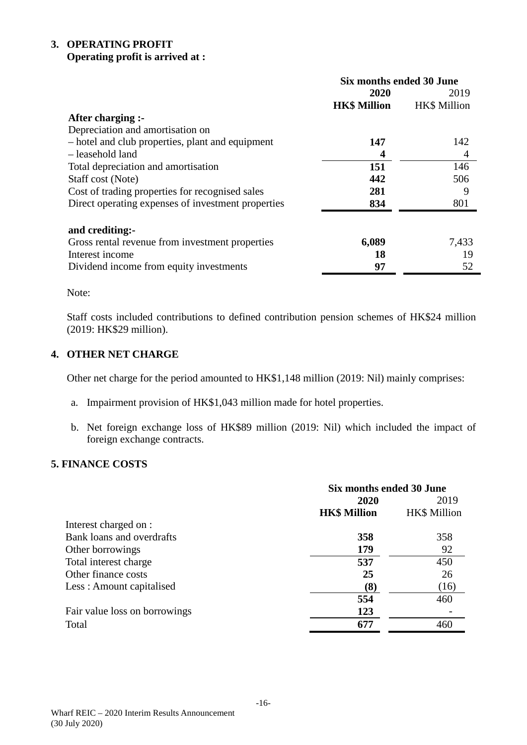## 3. OPERATING PROFIT

**Operating profit is arrived at :**

| | Six months ended 30 June | |
|---|---|---|
| | **2020** | 2019 |
| | **HK$ Million** | HK$ Million |
| **After charging :-** | | |
| Depreciation and amortisation on | | |
| – hotel and club properties, plant and equipment | **147** | 142 |
| – leasehold land | **4** | 4 |
| Total depreciation and amortisation | **151** | 146 |
| Staff cost (Note) | **442** | 506 |
| Cost of trading properties for recognised sales | **281** | 9 |
| Direct operating expenses of investment properties | **834** | 801 |
| **and crediting:-** | | |
| Gross rental revenue from investment properties | **6,089** | 7,433 |
| Interest income | **18** | 19 |
| Dividend income from equity investments | **97** | 52 |

Note:

Staff costs included contributions to defined contribution pension schemes of HK$24 million (2019: HK$29 million).

## 4. OTHER NET CHARGE

Other net charge for the period amounted to HK$1,148 million (2019: Nil) mainly comprises:

a. Impairment provision of HK$1,043 million made for hotel properties.

b. Net foreign exchange loss of HK$89 million (2019: Nil) which included the impact of foreign exchange contracts.

## 5. FINANCE COSTS

| | Six months ended 30 June | |
|---|---|---|
| | **2020** | 2019 |
| | **HK$ Million** | HK$ Million |
| Interest charged on : | | |
| Bank loans and overdrafts | **358** | 358 |
| Other borrowings | **179** | 92 |
| Total interest charge | **537** | 450 |
| Other finance costs | **25** | 26 |
| Less : Amount capitalised | **(8)** | (16) |
| | **554** | 460 |
| Fair value loss on borrowings | **123** | - |
| Total | **677** | 460 |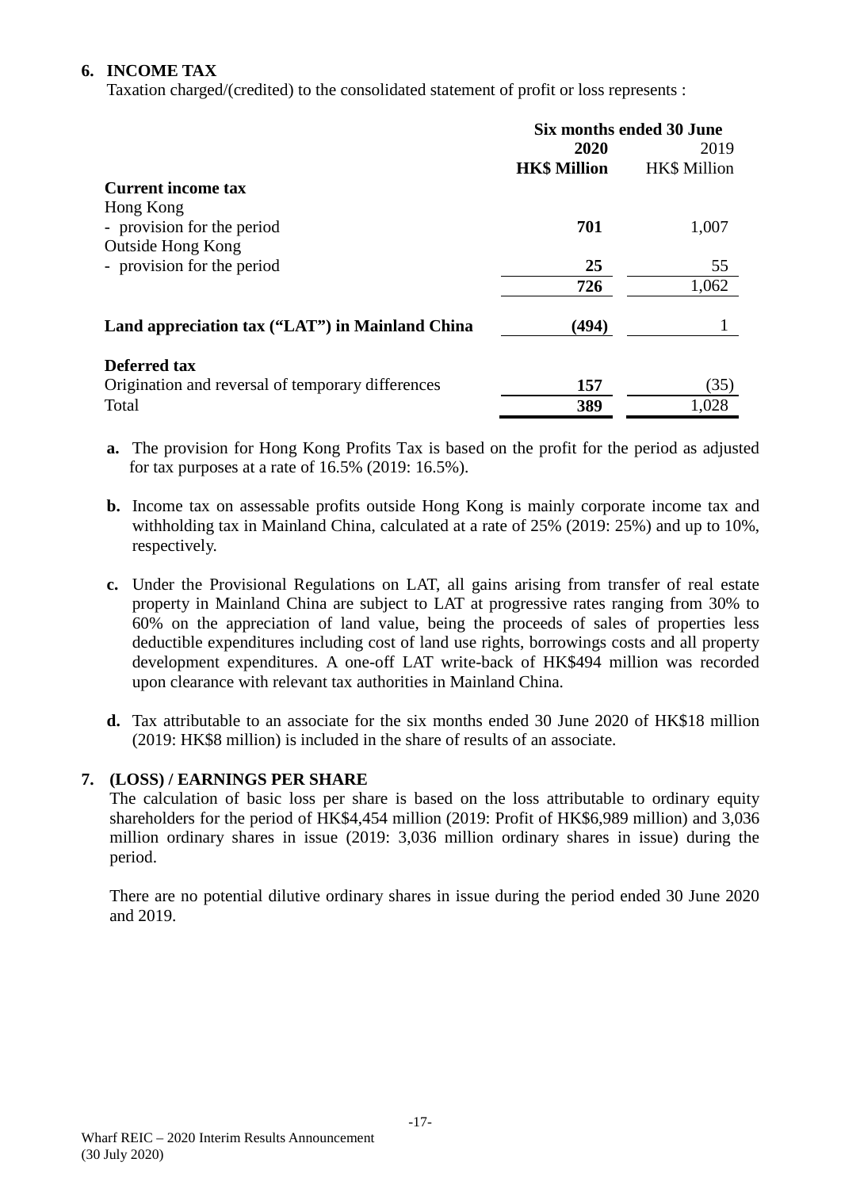## 6. INCOME TAX

Taxation charged/(credited) to the consolidated statement of profit or loss represents :

| | Six months ended 30 June | |
|---|---|---|
| | **2020** | 2019 |
| | **HK$ Million** | HK$ Million |
| **Current income tax** | | |
| Hong Kong | | |
| - provision for the period | **701** | 1,007 |
| Outside Hong Kong | | |
| - provision for the period | **25** | 55 |
| | **726** | 1,062 |
| **Land appreciation tax ("LAT") in Mainland China** | **(494)** | 1 |
| **Deferred tax** | | |
| Origination and reversal of temporary differences | **157** | (35) |
| Total | **389** | 1,028 |

**a.** The provision for Hong Kong Profits Tax is based on the profit for the period as adjusted for tax purposes at a rate of 16.5% (2019: 16.5%).

**b.** Income tax on assessable profits outside Hong Kong is mainly corporate income tax and withholding tax in Mainland China, calculated at a rate of 25% (2019: 25%) and up to 10%, respectively.

**c.** Under the Provisional Regulations on LAT, all gains arising from transfer of real estate property in Mainland China are subject to LAT at progressive rates ranging from 30% to 60% on the appreciation of land value, being the proceeds of sales of properties less deductible expenditures including cost of land use rights, borrowings costs and all property development expenditures. A one-off LAT write-back of HK$494 million was recorded upon clearance with relevant tax authorities in Mainland China.

**d.** Tax attributable to an associate for the six months ended 30 June 2020 of HK$18 million (2019: HK$8 million) is included in the share of results of an associate.

## 7. (LOSS) / EARNINGS PER SHARE

The calculation of basic loss per share is based on the loss attributable to ordinary equity shareholders for the period of HK$4,454 million (2019: Profit of HK$6,989 million) and 3,036 million ordinary shares in issue (2019: 3,036 million ordinary shares in issue) during the period.

There are no potential dilutive ordinary shares in issue during the period ended 30 June 2020 and 2019.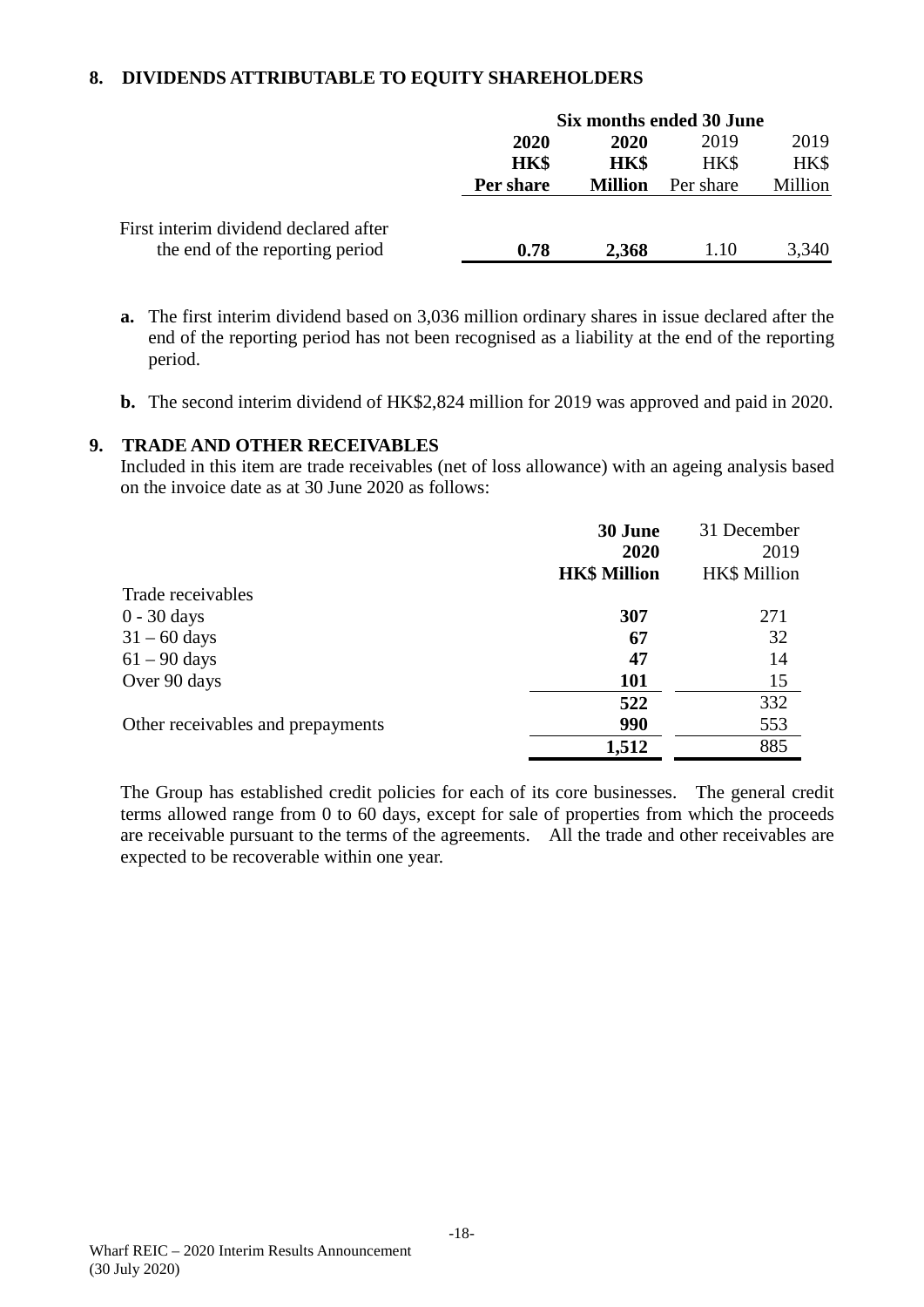## 8. DIVIDENDS ATTRIBUTABLE TO EQUITY SHAREHOLDERS

| | Six months ended 30 June | | | |
|---|---|---|---|---|
| | **2020** | **2020** | 2019 | 2019 |
| | **HK$** | **HK$** | HK$ | HK$ |
| | **Per share** | **Million** | Per share | Million |
| First interim dividend declared after the end of the reporting period | **0.78** | **2,368** | 1.10 | 3,340 |

**a.** The first interim dividend based on 3,036 million ordinary shares in issue declared after the end of the reporting period has not been recognised as a liability at the end of the reporting period.

**b.** The second interim dividend of HK$2,824 million for 2019 was approved and paid in 2020.

## 9. TRADE AND OTHER RECEIVABLES

Included in this item are trade receivables (net of loss allowance) with an ageing analysis based on the invoice date as at 30 June 2020 as follows:

| | **30 June 2020** | 31 December 2019 |
|---|---|---|
| | **HK$ Million** | HK$ Million |
| Trade receivables | | |
| 0 - 30 days | **307** | 271 |
| 31 – 60 days | **67** | 32 |
| 61 – 90 days | **47** | 14 |
| Over 90 days | **101** | 15 |
| | **522** | 332 |
| Other receivables and prepayments | **990** | 553 |
| | **1,512** | 885 |

The Group has established credit policies for each of its core businesses. The general credit terms allowed range from 0 to 60 days, except for sale of properties from which the proceeds are receivable pursuant to the terms of the agreements. All the trade and other receivables are expected to be recoverable within one year.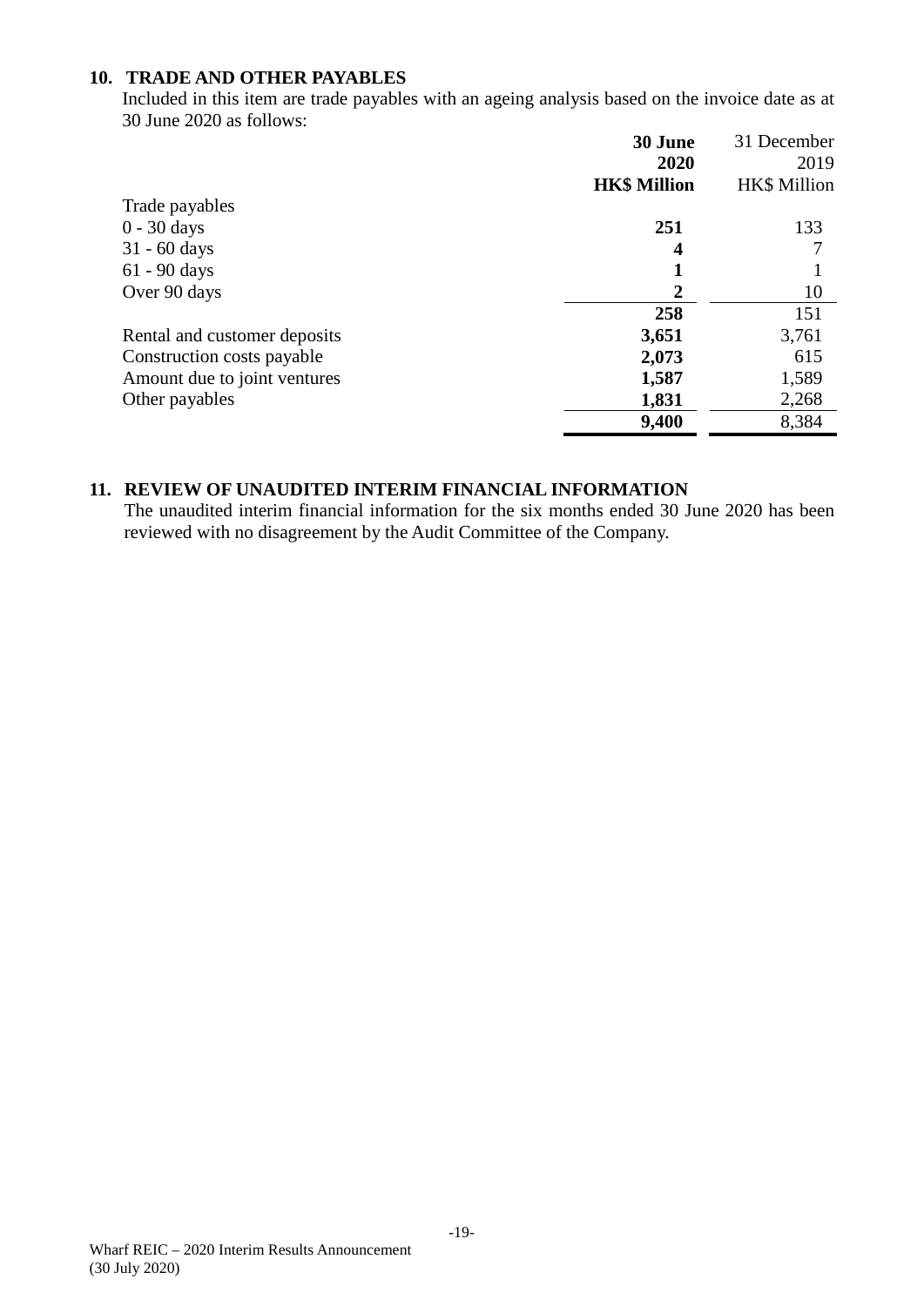## 10. TRADE AND OTHER PAYABLES

Included in this item are trade payables with an ageing analysis based on the invoice date as at 30 June 2020 as follows:

| | **30 June 2020 HK$ Million** | 31 December 2019 HK$ Million |
|---|---|---|
| Trade payables | | |
| 0 - 30 days | **251** | 133 |
| 31 - 60 days | **4** | 7 |
| 61 - 90 days | **1** | 1 |
| Over 90 days | **2** | 10 |
| | **258** | 151 |
| Rental and customer deposits | **3,651** | 3,761 |
| Construction costs payable | **2,073** | 615 |
| Amount due to joint ventures | **1,587** | 1,589 |
| Other payables | **1,831** | 2,268 |
| | **9,400** | 8,384 |

## 11. REVIEW OF UNAUDITED INTERIM FINANCIAL INFORMATION

The unaudited interim financial information for the six months ended 30 June 2020 has been reviewed with no disagreement by the Audit Committee of the Company.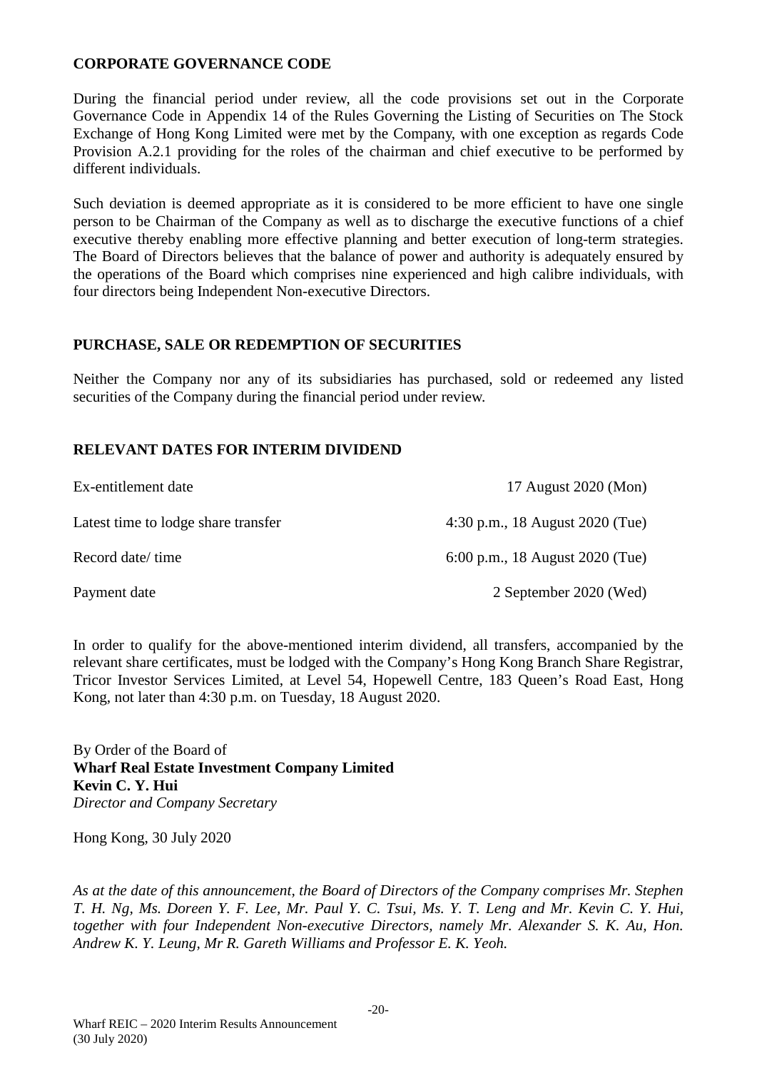## CORPORATE GOVERNANCE CODE

During the financial period under review, all the code provisions set out in the Corporate Governance Code in Appendix 14 of the Rules Governing the Listing of Securities on The Stock Exchange of Hong Kong Limited were met by the Company, with one exception as regards Code Provision A.2.1 providing for the roles of the chairman and chief executive to be performed by different individuals.

Such deviation is deemed appropriate as it is considered to be more efficient to have one single person to be Chairman of the Company as well as to discharge the executive functions of a chief executive thereby enabling more effective planning and better execution of long-term strategies. The Board of Directors believes that the balance of power and authority is adequately ensured by the operations of the Board which comprises nine experienced and high calibre individuals, with four directors being Independent Non-executive Directors.

## PURCHASE, SALE OR REDEMPTION OF SECURITIES

Neither the Company nor any of its subsidiaries has purchased, sold or redeemed any listed securities of the Company during the financial period under review.

## RELEVANT DATES FOR INTERIM DIVIDEND

| | |
|---|---|
| Ex-entitlement date | 17 August 2020 (Mon) |
| Latest time to lodge share transfer | 4:30 p.m., 18 August 2020 (Tue) |
| Record date/ time | 6:00 p.m., 18 August 2020 (Tue) |
| Payment date | 2 September 2020 (Wed) |

In order to qualify for the above-mentioned interim dividend, all transfers, accompanied by the relevant share certificates, must be lodged with the Company's Hong Kong Branch Share Registrar, Tricor Investor Services Limited, at Level 54, Hopewell Centre, 183 Queen's Road East, Hong Kong, not later than 4:30 p.m. on Tuesday, 18 August 2020.

By Order of the Board of
**Wharf Real Estate Investment Company Limited**
**Kevin C. Y. Hui**
*Director and Company Secretary*

Hong Kong, 30 July 2020

*As at the date of this announcement, the Board of Directors of the Company comprises Mr. Stephen T. H. Ng, Ms. Doreen Y. F. Lee, Mr. Paul Y. C. Tsui, Ms. Y. T. Leng and Mr. Kevin C. Y. Hui, together with four Independent Non-executive Directors, namely Mr. Alexander S. K. Au, Hon. Andrew K. Y. Leung, Mr R. Gareth Williams and Professor E. K. Yeoh.*